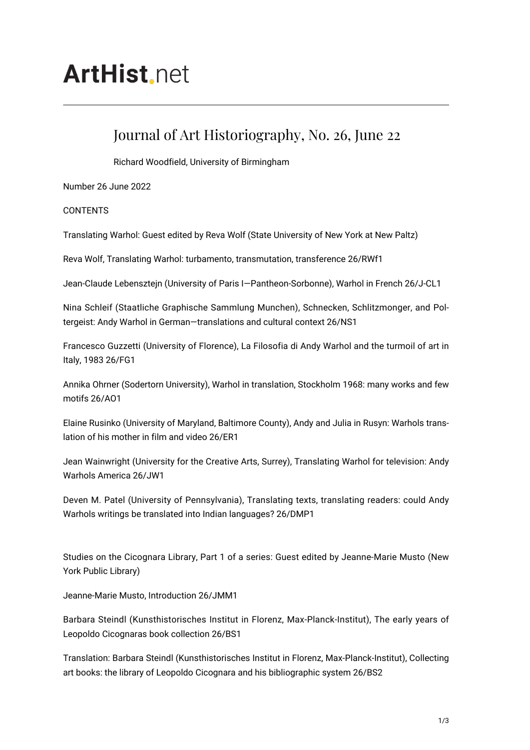# ArtHist.net

## Journal of Art Historiography, No. 26, June 22

Richard Woodfield, University of Birmingham

Number 26 June 2022

CONTENTS

Translating Warhol: Guest edited by Reva Wolf (State University of New York at New Paltz)

Reva Wolf, Translating Warhol: turbamento, transmutation, transference 26/RWf1

Jean-Claude Lebensztejn (University of Paris I—Pantheon-Sorbonne), Warhol in French 26/J-CL1

Nina Schleif (Staatliche Graphische Sammlung Munchen), Schnecken, Schlitzmonger, and Poltergeist: Andy Warhol in German—translations and cultural context 26/NS1

Francesco Guzzetti (University of Florence), La Filosofia di Andy Warhol and the turmoil of art in Italy, 1983 26/FG1

Annika Ohrner (Sodertorn University), Warhol in translation, Stockholm 1968: many works and few motifs 26/AO1

Elaine Rusinko (University of Maryland, Baltimore County), Andy and Julia in Rusyn: Warhols translation of his mother in film and video 26/ER1

Jean Wainwright (University for the Creative Arts, Surrey), Translating Warhol for television: Andy Warhols America 26/JW1

Deven M. Patel (University of Pennsylvania), Translating texts, translating readers: could Andy Warhols writings be translated into Indian languages? 26/DMP1

Studies on the Cicognara Library, Part 1 of a series: Guest edited by Jeanne-Marie Musto (New York Public Library)

Jeanne-Marie Musto, Introduction 26/JMM1

Barbara Steindl (Kunsthistorisches Institut in Florenz, Max-Planck-Institut), The early years of Leopoldo Cicognaras book collection 26/BS1

Translation: Barbara Steindl (Kunsthistorisches Institut in Florenz, Max-Planck-Institut), Collecting art books: the library of Leopoldo Cicognara and his bibliographic system 26/BS2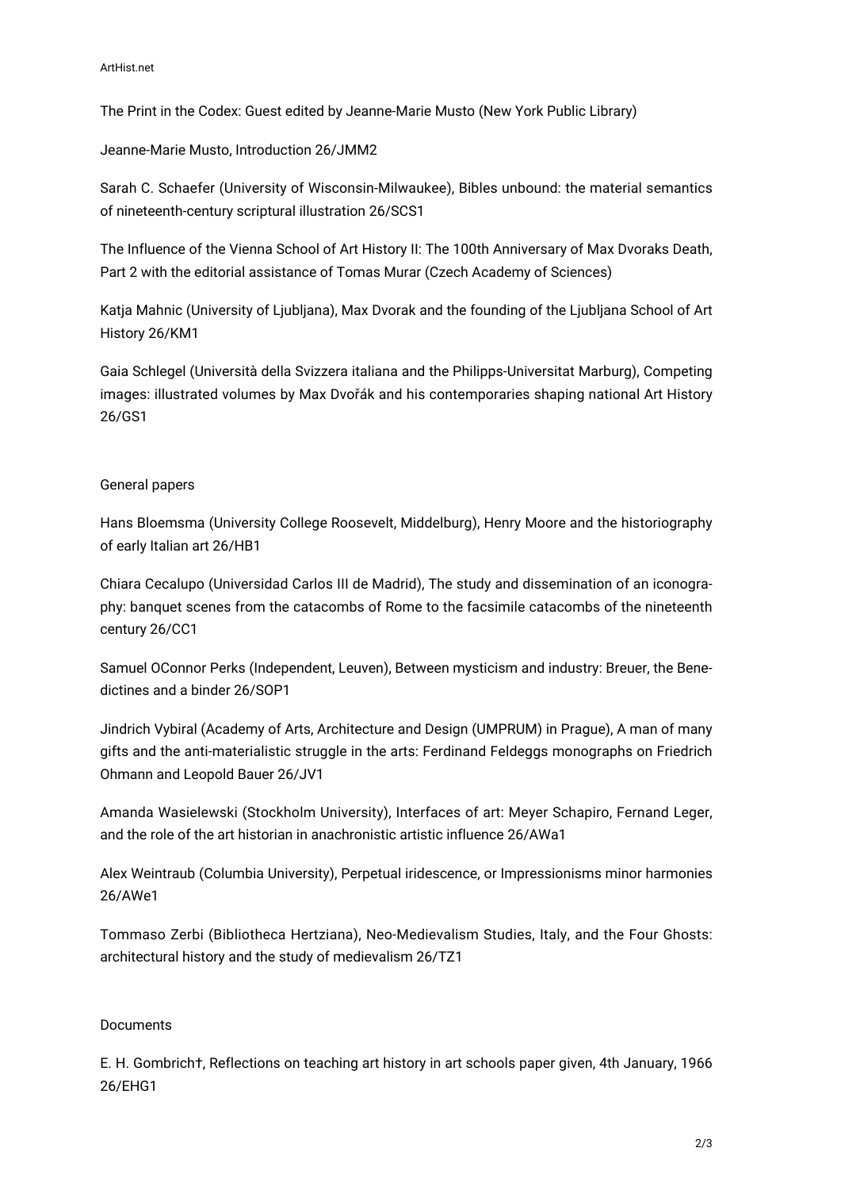The Print in the Codex: Guest edited by Jeanne-Marie Musto (New York Public Library)

Jeanne-Marie Musto, Introduction 26/JMM2

Sarah C. Schaefer (University of Wisconsin-Milwaukee), Bibles unbound: the material semantics of nineteenth-century scriptural illustration 26/SCS1

The Influence of the Vienna School of Art History II: The 100th Anniversary of Max Dvoraks Death, Part 2 with the editorial assistance of Tomas Murar (Czech Academy of Sciences)

Katja Mahnic (University of Ljubljana), Max Dvorak and the founding of the Ljubljana School of Art History 26/KM1

Gaia Schlegel (Università della Svizzera italiana and the Philipps-Universitat Marburg), Competing images: illustrated volumes by Max Dvořák and his contemporaries shaping national Art History 26/GS1

General papers

Hans Bloemsma (University College Roosevelt, Middelburg), Henry Moore and the historiography of early Italian art 26/HB1

Chiara Cecalupo (Universidad Carlos III de Madrid), The study and dissemination of an iconography: banquet scenes from the catacombs of Rome to the facsimile catacombs of the nineteenth century 26/CC1

Samuel OConnor Perks (Independent, Leuven), Between mysticism and industry: Breuer, the Benedictines and a binder 26/SOP1

Jindrich Vybiral (Academy of Arts, Architecture and Design (UMPRUM) in Prague), A man of many gifts and the anti-materialistic struggle in the arts: Ferdinand Feldeggs monographs on Friedrich Ohmann and Leopold Bauer 26/JV1

Amanda Wasielewski (Stockholm University), Interfaces of art: Meyer Schapiro, Fernand Leger, and the role of the art historian in anachronistic artistic influence 26/AWa1

Alex Weintraub (Columbia University), Perpetual iridescence, or Impressionisms minor harmonies 26/AWe1

Tommaso Zerbi (Bibliotheca Hertziana), Neo-Medievalism Studies, Italy, and the Four Ghosts: architectural history and the study of medievalism 26/TZ1

Documents

E. H. Gombrich†, Reflections on teaching art history in art schools paper given, 4th January, 1966 26/EHG1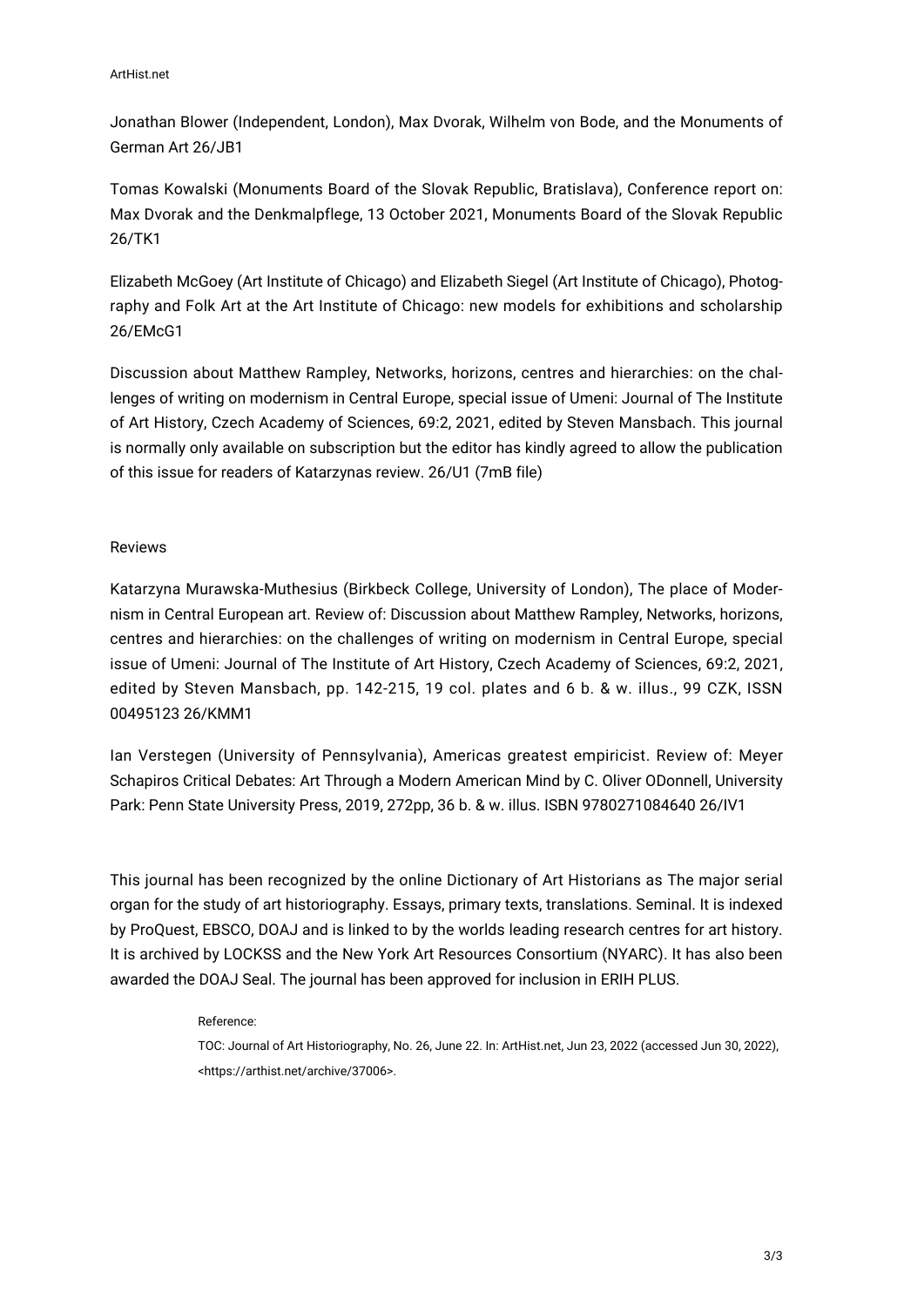Jonathan Blower (Independent, London), Max Dvorak, Wilhelm von Bode, and the Monuments of German Art 26/JB1

Tomas Kowalski (Monuments Board of the Slovak Republic, Bratislava), Conference report on: Max Dvorak and the Denkmalpflege, 13 October 2021, Monuments Board of the Slovak Republic 26/TK1

Elizabeth McGoey (Art Institute of Chicago) and Elizabeth Siegel (Art Institute of Chicago), Photography and Folk Art at the Art Institute of Chicago: new models for exhibitions and scholarship 26/EMcG1

Discussion about Matthew Rampley, Networks, horizons, centres and hierarchies: on the challenges of writing on modernism in Central Europe, special issue of Umeni: Journal of The Institute of Art History, Czech Academy of Sciences, 69:2, 2021, edited by Steven Mansbach. This journal is normally only available on subscription but the editor has kindly agreed to allow the publication of this issue for readers of Katarzynas review. 26/U1 (7mB file)

Reviews

Katarzyna Murawska-Muthesius (Birkbeck College, University of London), The place of Modernism in Central European art. Review of: Discussion about Matthew Rampley, Networks, horizons, centres and hierarchies: on the challenges of writing on modernism in Central Europe, special issue of Umeni: Journal of The Institute of Art History, Czech Academy of Sciences, 69:2, 2021, edited by Steven Mansbach, pp. 142-215, 19 col. plates and 6 b. & w. illus., 99 CZK, ISSN 00495123 26/KMM1

Ian Verstegen (University of Pennsylvania), Americas greatest empiricist. Review of: Meyer Schapiros Critical Debates: Art Through a Modern American Mind by C. Oliver ODonnell, University Park: Penn State University Press, 2019, 272pp, 36 b. & w. illus. ISBN 9780271084640 26/IV1

This journal has been recognized by the online Dictionary of Art Historians as The major serial organ for the study of art historiography. Essays, primary texts, translations. Seminal. It is indexed by ProQuest, EBSCO, DOAJ and is linked to by the worlds leading research centres for art history. It is archived by LOCKSS and the New York Art Resources Consortium (NYARC). It has also been awarded the DOAJ Seal. The journal has been approved for inclusion in ERIH PLUS.

Reference:

TOC: Journal of Art Historiography, No. 26, June 22. In: ArtHist.net, Jun 23, 2022 (accessed Jun 30, 2022), <https://arthist.net/archive/37006>.